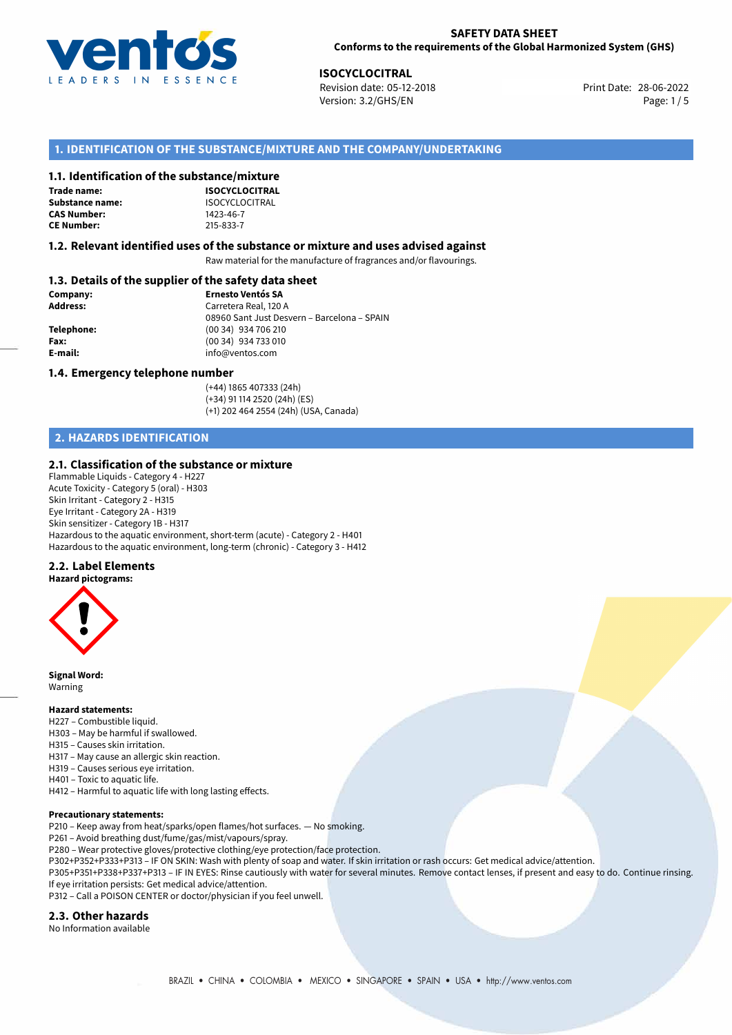**SAFETY DATA SHEET**
**Conforms to the requirements of the Global Harmonized System (GHS)**

**ISOCYCLOCITRAL**
Revision date: 05-12-2018
Version: 3.2/GHS/EN
Print Date: 28-06-2022

## 1. IDENTIFICATION OF THE SUBSTANCE/MIXTURE AND THE COMPANY/UNDERTAKING

### 1.1. Identification of the substance/mixture

**Trade name:** **ISOCYCLOCITRAL**
**Substance name:** ISOCYCLOCITRAL
**CAS Number:** 1423-46-7
**CE Number:** 215-833-7

### 1.2. Relevant identified uses of the substance or mixture and uses advised against

Raw material for the manufacture of fragrances and/or flavourings.

### 1.3. Details of the supplier of the safety data sheet

**Company:** **Ernesto Ventós SA**
**Address:** Carretera Real, 120 A
08960 Sant Just Desvern – Barcelona – SPAIN
**Telephone:** (00 34) 934 706 210
**Fax:** (00 34) 934 733 010
**E-mail:** info@ventos.com

### 1.4. Emergency telephone number

(+44) 1865 407333 (24h)
(+34) 91 114 2520 (24h) (ES)
(+1) 202 464 2554 (24h) (USA, Canada)

## 2. HAZARDS IDENTIFICATION

### 2.1. Classification of the substance or mixture

Flammable Liquids - Category 4 - H227
Acute Toxicity - Category 5 (oral) - H303
Skin Irritant - Category 2 - H315
Eye Irritant - Category 2A - H319
Skin sensitizer - Category 1B - H317
Hazardous to the aquatic environment, short-term (acute) - Category 2 - H401
Hazardous to the aquatic environment, long-term (chronic) - Category 3 - H412

### 2.2. Label Elements

**Hazard pictograms:**

**Signal Word:**
Warning

**Hazard statements:**
H227 – Combustible liquid.
H303 – May be harmful if swallowed.
H315 – Causes skin irritation.
H317 – May cause an allergic skin reaction.
H319 – Causes serious eye irritation.
H401 – Toxic to aquatic life.
H412 – Harmful to aquatic life with long lasting effects.

**Precautionary statements:**
P210 – Keep away from heat/sparks/open flames/hot surfaces. — No smoking.
P261 – Avoid breathing dust/fume/gas/mist/vapours/spray.
P280 – Wear protective gloves/protective clothing/eye protection/face protection.
P302+P352+P333+P313 – IF ON SKIN: Wash with plenty of soap and water. If skin irritation or rash occurs: Get medical advice/attention.
P305+P351+P338+P337+P313 – IF IN EYES: Rinse cautiously with water for several minutes. Remove contact lenses, if present and easy to do. Continue rinsing. If eye irritation persists: Get medical advice/attention.
P312 – Call a POISON CENTER or doctor/physician if you feel unwell.

### 2.3. Other hazards

No Information available

BRAZIL • CHINA • COLOMBIA • MEXICO • SINGAPORE • SPAIN • USA • http://www.ventos.com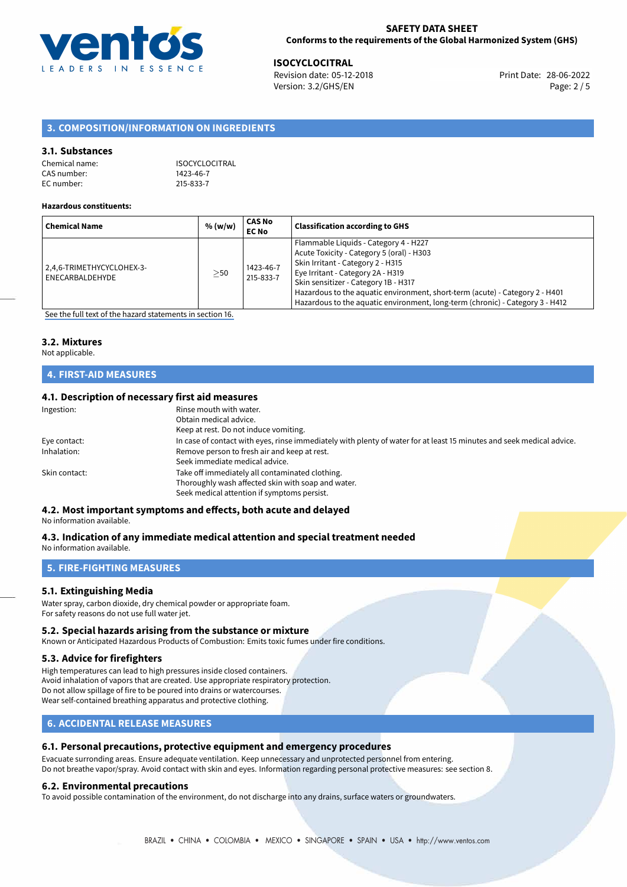## 3. COMPOSITION/INFORMATION ON INGREDIENTS

### 3.1. Substances

Chemical name: ISOCYCLOCITRAL
CAS number: 1423-46-7
EC number: 215-833-7

**Hazardous constituents:**

| Chemical Name | % (w/w) | CAS No EC No | Classification according to GHS |
|---|---|---|---|
| 2,4,6-TRIMETHYCYCLOHEX-3-ENECARBALDEHYDE | ≥50 | 1423-46-7 215-833-7 | Flammable Liquids - Category 4 - H227<br>Acute Toxicity - Category 5 (oral) - H303<br>Skin Irritant - Category 2 - H315<br>Eye Irritant - Category 2A - H319<br>Skin sensitizer - Category 1B - H317<br>Hazardous to the aquatic environment, short-term (acute) - Category 2 - H401<br>Hazardous to the aquatic environment, long-term (chronic) - Category 3 - H412 |

See the full text of the hazard statements in section 16.

### 3.2. Mixtures

Not applicable.

## 4. FIRST-AID MEASURES

### 4.1. Description of necessary first aid measures

Ingestion: Rinse mouth with water.
Obtain medical advice.
Keep at rest. Do not induce vomiting.

Eye contact: In case of contact with eyes, rinse immediately with plenty of water for at least 15 minutes and seek medical advice.

Inhalation: Remove person to fresh air and keep at rest.
Seek immediate medical advice.

Skin contact: Take off immediately all contaminated clothing.
Thoroughly wash affected skin with soap and water.
Seek medical attention if symptoms persist.

### 4.2. Most important symptoms and effects, both acute and delayed

No information available.

### 4.3. Indication of any immediate medical attention and special treatment needed

No information available.

## 5. FIRE-FIGHTING MEASURES

### 5.1. Extinguishing Media

Water spray, carbon dioxide, dry chemical powder or appropriate foam.
For safety reasons do not use full water jet.

### 5.2. Special hazards arising from the substance or mixture

Known or Anticipated Hazardous Products of Combustion: Emits toxic fumes under fire conditions.

### 5.3. Advice for firefighters

High temperatures can lead to high pressures inside closed containers.
Avoid inhalation of vapors that are created. Use appropriate respiratory protection.
Do not allow spillage of fire to be poured into drains or watercourses.
Wear self-contained breathing apparatus and protective clothing.

## 6. ACCIDENTAL RELEASE MEASURES

### 6.1. Personal precautions, protective equipment and emergency procedures

Evacuate surronding areas. Ensure adequate ventilation. Keep unnecessary and unprotected personnel from entering.
Do not breathe vapor/spray. Avoid contact with skin and eyes. Information regarding personal protective measures: see section 8.

### 6.2. Environmental precautions

To avoid possible contamination of the environment, do not discharge into any drains, surface waters or groundwaters.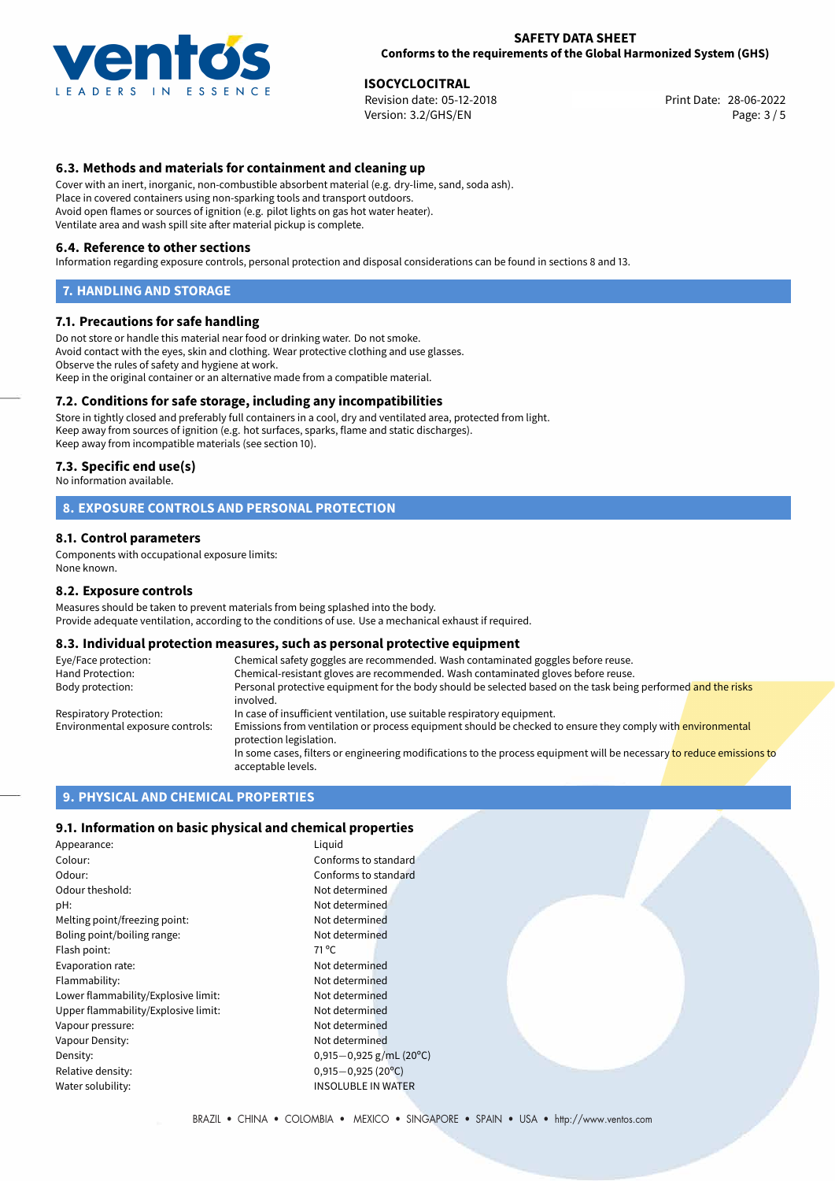### 6.3. Methods and materials for containment and cleaning up

Cover with an inert, inorganic, non-combustible absorbent material (e.g. dry-lime, sand, soda ash).
Place in covered containers using non-sparking tools and transport outdoors.
Avoid open flames or sources of ignition (e.g. pilot lights on gas hot water heater).
Ventilate area and wash spill site after material pickup is complete.

### 6.4. Reference to other sections

Information regarding exposure controls, personal protection and disposal considerations can be found in sections 8 and 13.

## 7. HANDLING AND STORAGE

### 7.1. Precautions for safe handling

Do not store or handle this material near food or drinking water. Do not smoke.
Avoid contact with the eyes, skin and clothing. Wear protective clothing and use glasses.
Observe the rules of safety and hygiene at work.
Keep in the original container or an alternative made from a compatible material.

### 7.2. Conditions for safe storage, including any incompatibilities

Store in tightly closed and preferably full containers in a cool, dry and ventilated area, protected from light.
Keep away from sources of ignition (e.g. hot surfaces, sparks, flame and static discharges).
Keep away from incompatible materials (see section 10).

### 7.3. Specific end use(s)

No information available.

## 8. EXPOSURE CONTROLS AND PERSONAL PROTECTION

### 8.1. Control parameters

Components with occupational exposure limits:
None known.

### 8.2. Exposure controls

Measures should be taken to prevent materials from being splashed into the body.
Provide adequate ventilation, according to the conditions of use. Use a mechanical exhaust if required.

### 8.3. Individual protection measures, such as personal protective equipment

| | |
|---|---|
| Eye/Face protection: | Chemical safety goggles are recommended. Wash contaminated goggles before reuse. |
| Hand Protection: | Chemical-resistant gloves are recommended. Wash contaminated gloves before reuse. |
| Body protection: | Personal protective equipment for the body should be selected based on the task being performed and the risks involved. |
| Respiratory Protection: | In case of insufficient ventilation, use suitable respiratory equipment. |
| Environmental exposure controls: | Emissions from ventilation or process equipment should be checked to ensure they comply with environmental protection legislation. In some cases, filters or engineering modifications to the process equipment will be necessary to reduce emissions to acceptable levels. |

## 9. PHYSICAL AND CHEMICAL PROPERTIES

### 9.1. Information on basic physical and chemical properties

| | |
|---|---|
| Appearance: | Liquid |
| Colour: | Conforms to standard |
| Odour: | Conforms to standard |
| Odour theshold: | Not determined |
| pH: | Not determined |
| Melting point/freezing point: | Not determined |
| Boling point/boiling range: | Not determined |
| Flash point: | 71 °C |
| Evaporation rate: | Not determined |
| Flammability: | Not determined |
| Lower flammability/Explosive limit: | Not determined |
| Upper flammability/Explosive limit: | Not determined |
| Vapour pressure: | Not determined |
| Vapour Density: | Not determined |
| Density: | 0,915−0,925 g/mL (20°C) |
| Relative density: | 0,915−0,925 (20°C) |
| Water solubility: | INSOLUBLE IN WATER |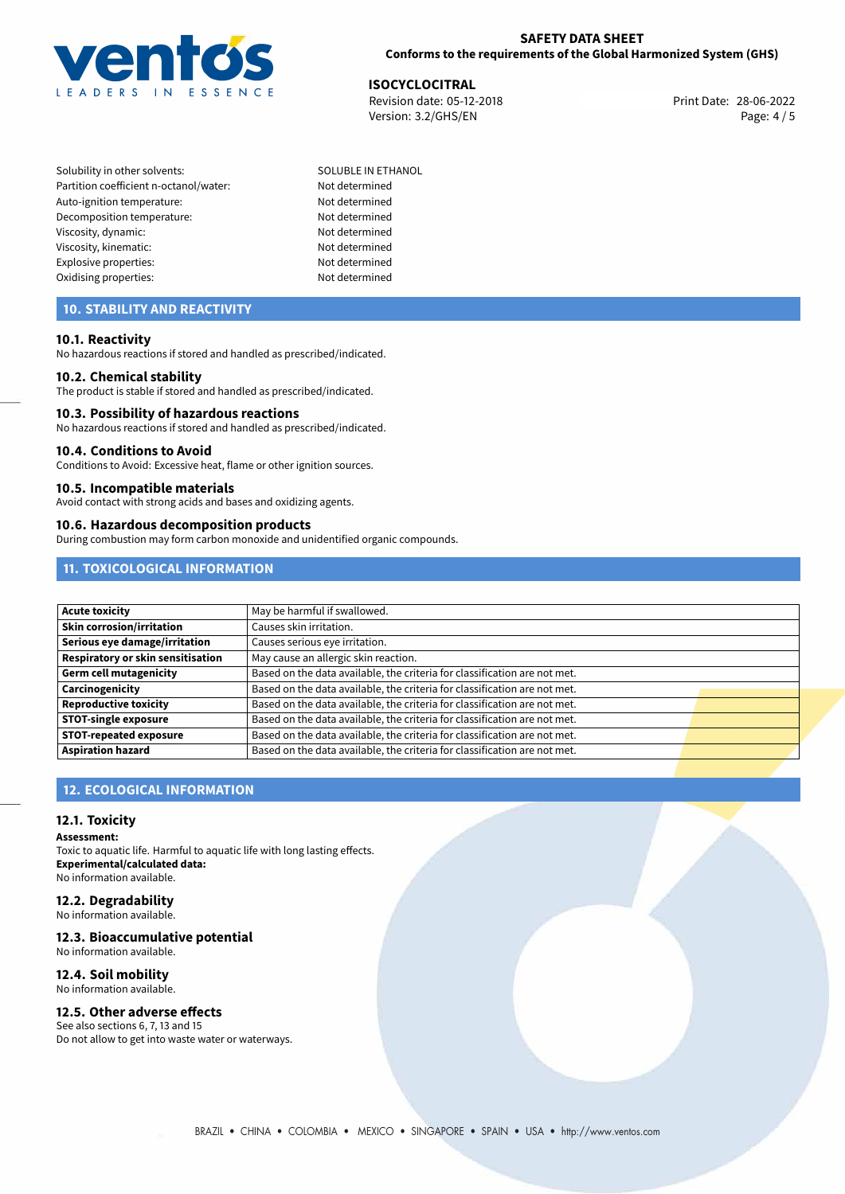| | |
|---|---|
| Solubility in other solvents: | SOLUBLE IN ETHANOL |
| Partition coefficient n-octanol/water: | Not determined |
| Auto-ignition temperature: | Not determined |
| Decomposition temperature: | Not determined |
| Viscosity, dynamic: | Not determined |
| Viscosity, kinematic: | Not determined |
| Explosive properties: | Not determined |
| Oxidising properties: | Not determined |

## 10. STABILITY AND REACTIVITY

### 10.1. Reactivity

No hazardous reactions if stored and handled as prescribed/indicated.

### 10.2. Chemical stability

The product is stable if stored and handled as prescribed/indicated.

### 10.3. Possibility of hazardous reactions

No hazardous reactions if stored and handled as prescribed/indicated.

### 10.4. Conditions to Avoid

Conditions to Avoid: Excessive heat, flame or other ignition sources.

### 10.5. Incompatible materials

Avoid contact with strong acids and bases and oxidizing agents.

### 10.6. Hazardous decomposition products

During combustion may form carbon monoxide and unidentified organic compounds.

## 11. TOXICOLOGICAL INFORMATION

| | |
|---|---|
| **Acute toxicity** | May be harmful if swallowed. |
| **Skin corrosion/irritation** | Causes skin irritation. |
| **Serious eye damage/irritation** | Causes serious eye irritation. |
| **Respiratory or skin sensitisation** | May cause an allergic skin reaction. |
| **Germ cell mutagenicity** | Based on the data available, the criteria for classification are not met. |
| **Carcinogenicity** | Based on the data available, the criteria for classification are not met. |
| **Reproductive toxicity** | Based on the data available, the criteria for classification are not met. |
| **STOT-single exposure** | Based on the data available, the criteria for classification are not met. |
| **STOT-repeated exposure** | Based on the data available, the criteria for classification are not met. |
| **Aspiration hazard** | Based on the data available, the criteria for classification are not met. |

## 12. ECOLOGICAL INFORMATION

### 12.1. Toxicity

**Assessment:**

Toxic to aquatic life. Harmful to aquatic life with long lasting effects.

**Experimental/calculated data:**

No information available.

### 12.2. Degradability

No information available.

### 12.3. Bioaccumulative potential

No information available.

### 12.4. Soil mobility

No information available.

### 12.5. Other adverse effects

See also sections 6, 7, 13 and 15

Do not allow to get into waste water or waterways.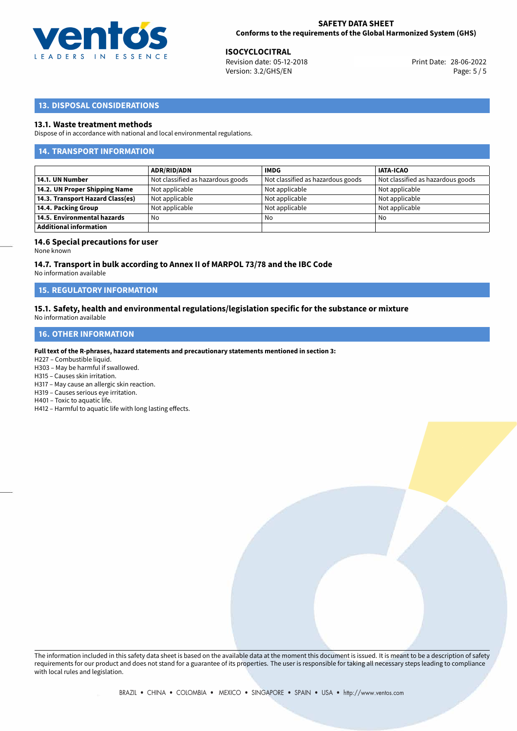## 13. DISPOSAL CONSIDERATIONS

### 13.1. Waste treatment methods

Dispose of in accordance with national and local environmental regulations.

## 14. TRANSPORT INFORMATION

| | ADR/RID/ADN | IMDG | IATA-ICAO |
|---|---|---|---|
| **14.1. UN Number** | Not classified as hazardous goods | Not classified as hazardous goods | Not classified as hazardous goods |
| **14.2. UN Proper Shipping Name** | Not applicable | Not applicable | Not applicable |
| **14.3. Transport Hazard Class(es)** | Not applicable | Not applicable | Not applicable |
| **14.4. Packing Group** | Not applicable | Not applicable | Not applicable |
| **14.5. Environmental hazards** | No | No | No |
| **Additional information** | | | |

### 14.6 Special precautions for user

None known

### 14.7. Transport in bulk according to Annex II of MARPOL 73/78 and the IBC Code

No information available

## 15. REGULATORY INFORMATION

### 15.1. Safety, health and environmental regulations/legislation specific for the substance or mixture

No information available

## 16. OTHER INFORMATION

**Full text of the R-phrases, hazard statements and precautionary statements mentioned in section 3:**

H227 – Combustible liquid.
H303 – May be harmful if swallowed.
H315 – Causes skin irritation.
H317 – May cause an allergic skin reaction.
H319 – Causes serious eye irritation.
H401 – Toxic to aquatic life.
H412 – Harmful to aquatic life with long lasting effects.

The information included in this safety data sheet is based on the available data at the moment this document is issued. It is meant to be a description of safety requirements for our product and does not stand for a guarantee of its properties. The user is responsible for taking all necessary steps leading to compliance with local rules and legislation.